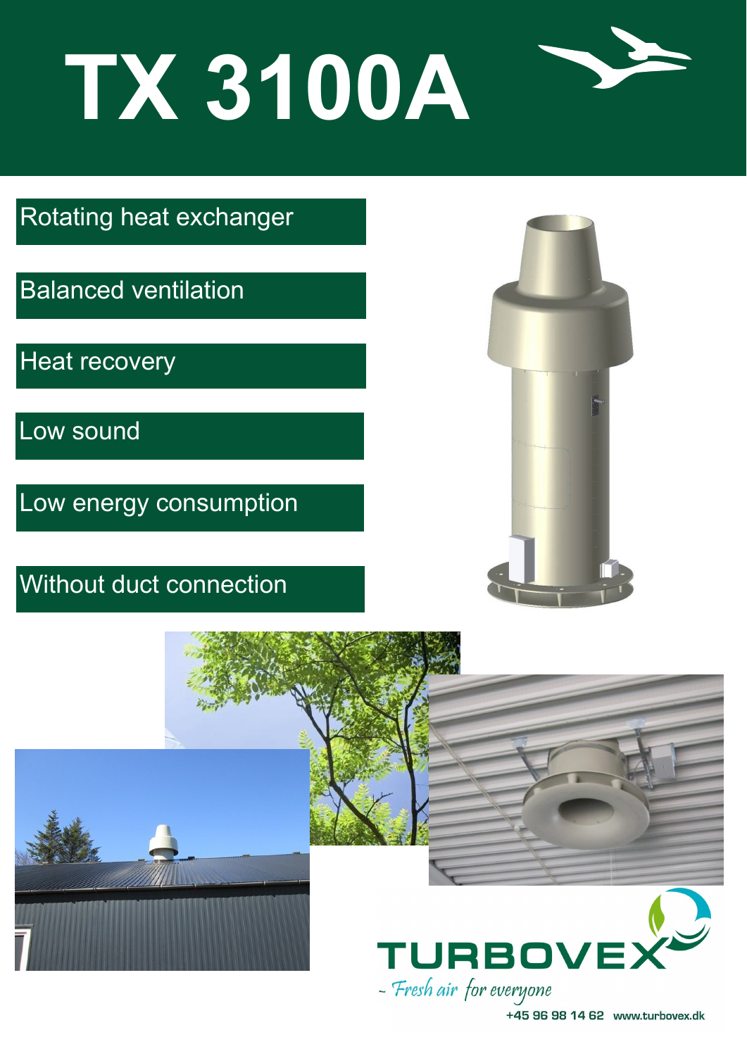# TX 3100A

- Rotating heat exchanger
- Balanced ventilation
- Heat recovery
- Low sound
- Low energy consumption
- Without duct connection

TURBOVEX

- Fresh air for everyone

+45 96 98 14 62 www.turbovex.dk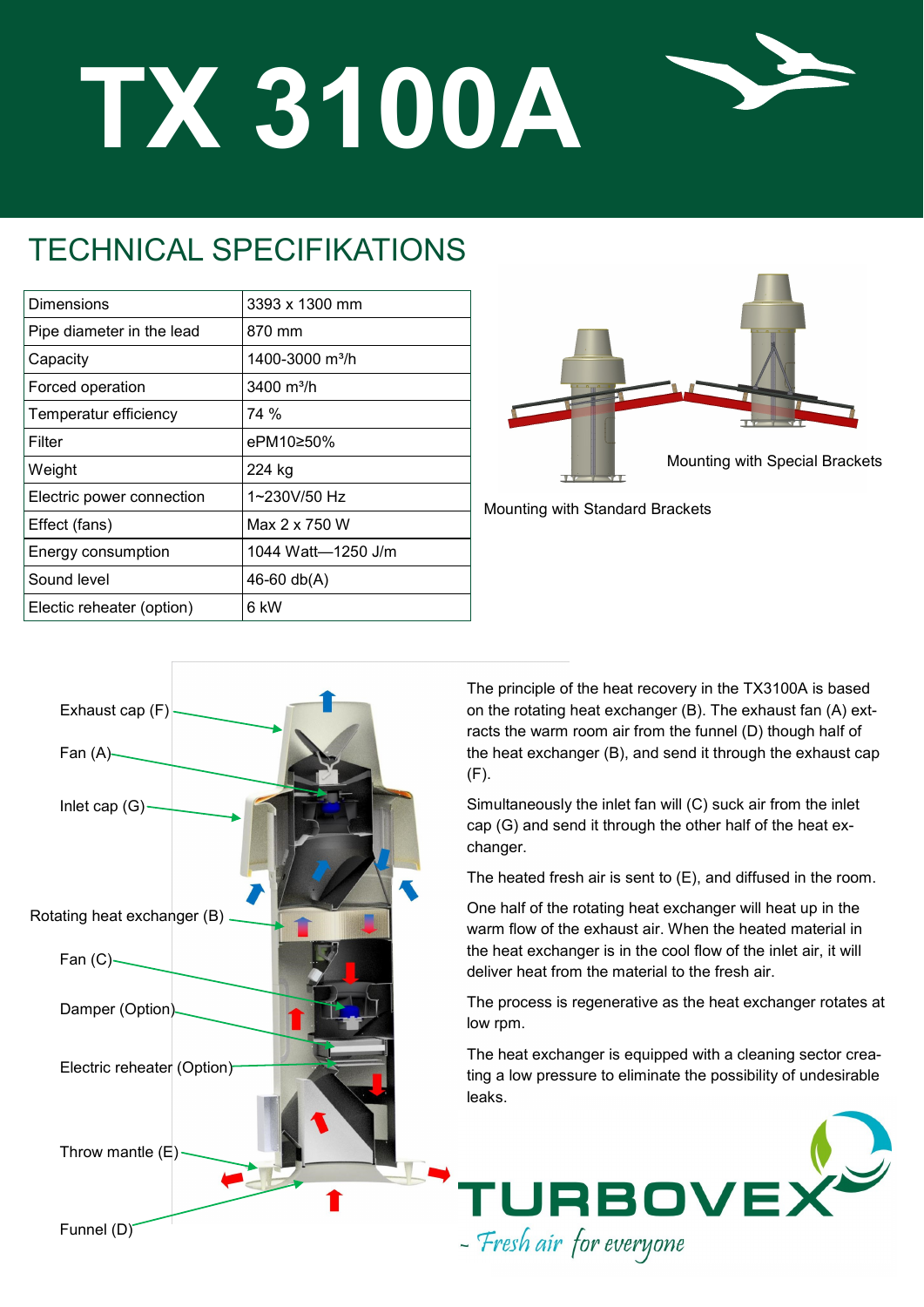# TX 3100A

## TECHNICAL SPECIFIKATIONS

| | |
|---|---|
| Dimensions | 3393 x 1300 mm |
| Pipe diameter in the lead | 870 mm |
| Capacity | 1400-3000 m³/h |
| Forced operation | 3400 m³/h |
| Temperatur efficiency | 74 % |
| Filter | ePM10≥50% |
| Weight | 224 kg |
| Electric power connection | 1~230V/50 Hz |
| Effect (fans) | Max 2 x 750 W |
| Energy consumption | 1044 Watt—1250 J/m |
| Sound level | 46-60 db(A) |
| Electic reheater (option) | 6 kW |

Mounting with Special Brackets

Mounting with Standard Brackets

Exhaust cap (F)

Fan (A)

Inlet cap (G)

Rotating heat exchanger (B)

Fan (C)

Damper (Option)

Electric reheater (Option)

Throw mantle (E)

Funnel (D)

The principle of the heat recovery in the TX3100A is based on the rotating heat exchanger (B). The exhaust fan (A) extracts the warm room air from the funnel (D) though half of the heat exchanger (B), and send it through the exhaust cap (F).

Simultaneously the inlet fan will (C) suck air from the inlet cap (G) and send it through the other half of the heat exchanger.

The heated fresh air is sent to (E), and diffused in the room.

One half of the rotating heat exchanger will heat up in the warm flow of the exhaust air. When the heated material in the heat exchanger is in the cool flow of the inlet air, it will deliver heat from the material to the fresh air.

The process is regenerative as the heat exchanger rotates at low rpm.

The heat exchanger is equipped with a cleaning sector creating a low pressure to eliminate the possibility of undesirable leaks.

TURBOVEX

*- Fresh air for everyone*